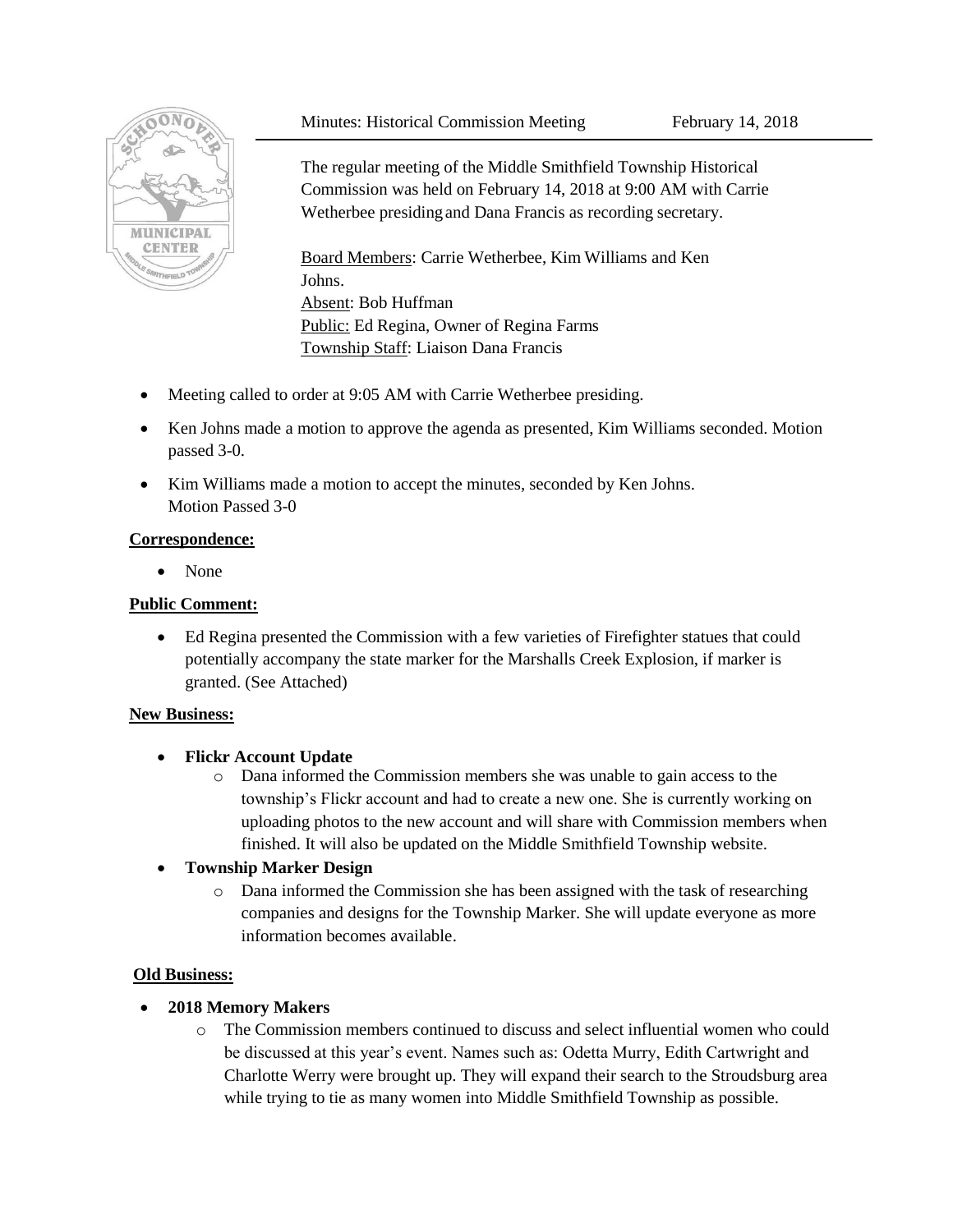Minutes: Historical Commission Meeting February 14, 2018

The regular meeting of the Middle Smithfield Township Historical Commission was held on February 14, 2018 at 9:00 AM with Carrie Wetherbee presiding and Dana Francis as recording secretary.

Board Members: Carrie Wetherbee, Kim Williams and Ken Johns.
Absent: Bob Huffman
Public: Ed Regina, Owner of Regina Farms
Township Staff: Liaison Dana Francis

- Meeting called to order at 9:05 AM with Carrie Wetherbee presiding.
- Ken Johns made a motion to approve the agenda as presented, Kim Williams seconded. Motion passed 3-0.
- Kim Williams made a motion to accept the minutes, seconded by Ken Johns. Motion Passed 3-0

**Correspondence:**

- None

**Public Comment:**

- Ed Regina presented the Commission with a few varieties of Firefighter statues that could potentially accompany the state marker for the Marshalls Creek Explosion, if marker is granted. (See Attached)

**New Business:**

- **Flickr Account Update**
  - Dana informed the Commission members she was unable to gain access to the township's Flickr account and had to create a new one. She is currently working on uploading photos to the new account and will share with Commission members when finished. It will also be updated on the Middle Smithfield Township website.
- **Township Marker Design**
  - Dana informed the Commission she has been assigned with the task of researching companies and designs for the Township Marker. She will update everyone as more information becomes available.

**Old Business:**

- **2018 Memory Makers**
  - The Commission members continued to discuss and select influential women who could be discussed at this year's event. Names such as: Odetta Murry, Edith Cartwright and Charlotte Werry were brought up. They will expand their search to the Stroudsburg area while trying to tie as many women into Middle Smithfield Township as possible.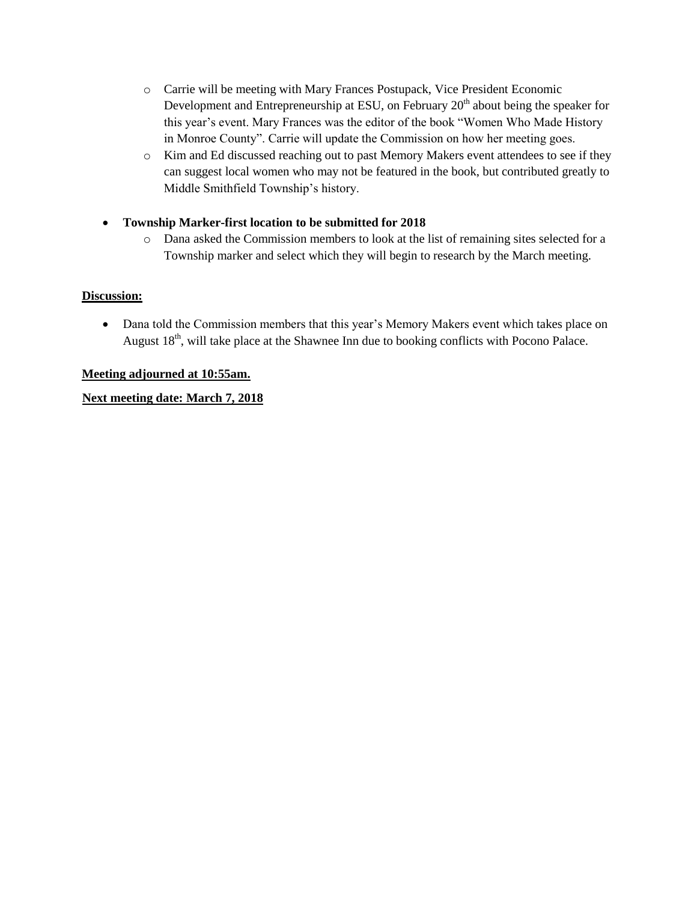- Carrie will be meeting with Mary Frances Postupack, Vice President Economic Development and Entrepreneurship at ESU, on February 20th about being the speaker for this year's event. Mary Frances was the editor of the book "Women Who Made History in Monroe County". Carrie will update the Commission on how her meeting goes.
  - Kim and Ed discussed reaching out to past Memory Makers event attendees to see if they can suggest local women who may not be featured in the book, but contributed greatly to Middle Smithfield Township's history.

- **Township Marker-first location to be submitted for 2018**
  - Dana asked the Commission members to look at the list of remaining sites selected for a Township marker and select which they will begin to research by the March meeting.

**Discussion:**

- Dana told the Commission members that this year's Memory Makers event which takes place on August 18th, will take place at the Shawnee Inn due to booking conflicts with Pocono Palace.

**Meeting adjourned at 10:55am.**

**Next meeting date: March 7, 2018**